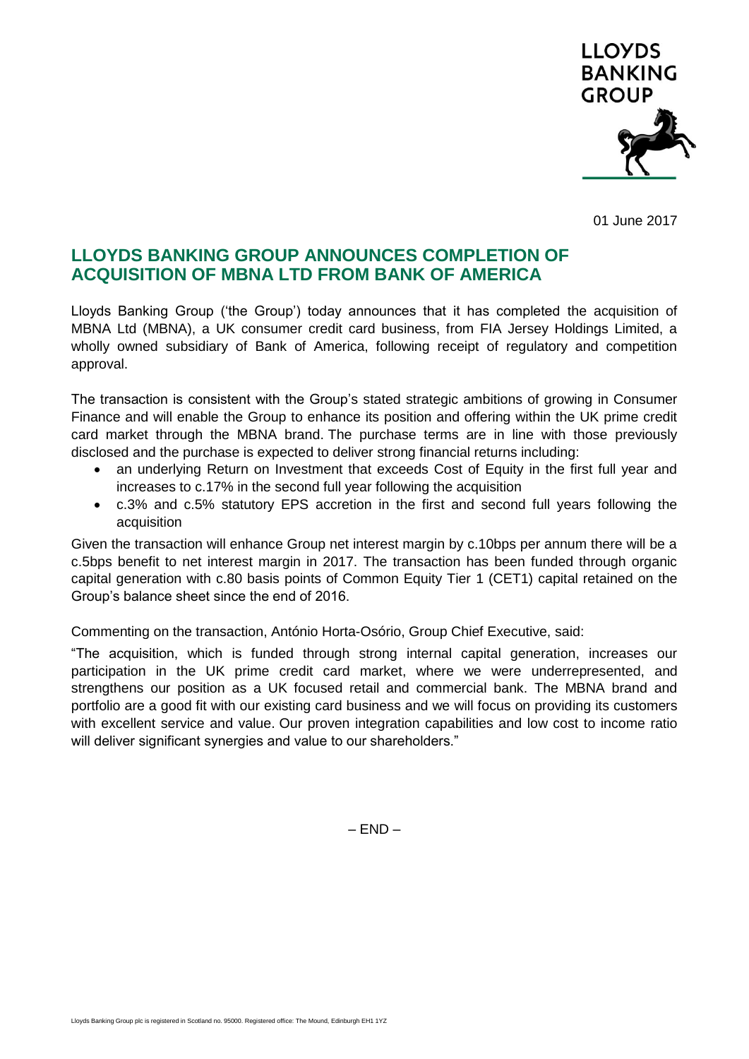LLOYDS BANKING GROUP

01 June 2017

# LLOYDS BANKING GROUP ANNOUNCES COMPLETION OF ACQUISITION OF MBNA LTD FROM BANK OF AMERICA

Lloyds Banking Group ('the Group') today announces that it has completed the acquisition of MBNA Ltd (MBNA), a UK consumer credit card business, from FIA Jersey Holdings Limited, a wholly owned subsidiary of Bank of America, following receipt of regulatory and competition approval.

The transaction is consistent with the Group's stated strategic ambitions of growing in Consumer Finance and will enable the Group to enhance its position and offering within the UK prime credit card market through the MBNA brand. The purchase terms are in line with those previously disclosed and the purchase is expected to deliver strong financial returns including:

- an underlying Return on Investment that exceeds Cost of Equity in the first full year and increases to c.17% in the second full year following the acquisition
- c.3% and c.5% statutory EPS accretion in the first and second full years following the acquisition

Given the transaction will enhance Group net interest margin by c.10bps per annum there will be a c.5bps benefit to net interest margin in 2017. The transaction has been funded through organic capital generation with c.80 basis points of Common Equity Tier 1 (CET1) capital retained on the Group's balance sheet since the end of 2016.

Commenting on the transaction, António Horta-Osório, Group Chief Executive, said:

"The acquisition, which is funded through strong internal capital generation, increases our participation in the UK prime credit card market, where we were underrepresented, and strengthens our position as a UK focused retail and commercial bank. The MBNA brand and portfolio are a good fit with our existing card business and we will focus on providing its customers with excellent service and value. Our proven integration capabilities and low cost to income ratio will deliver significant synergies and value to our shareholders."

– END –

Lloyds Banking Group plc is registered in Scotland no. 95000. Registered office: The Mound, Edinburgh EH1 1YZ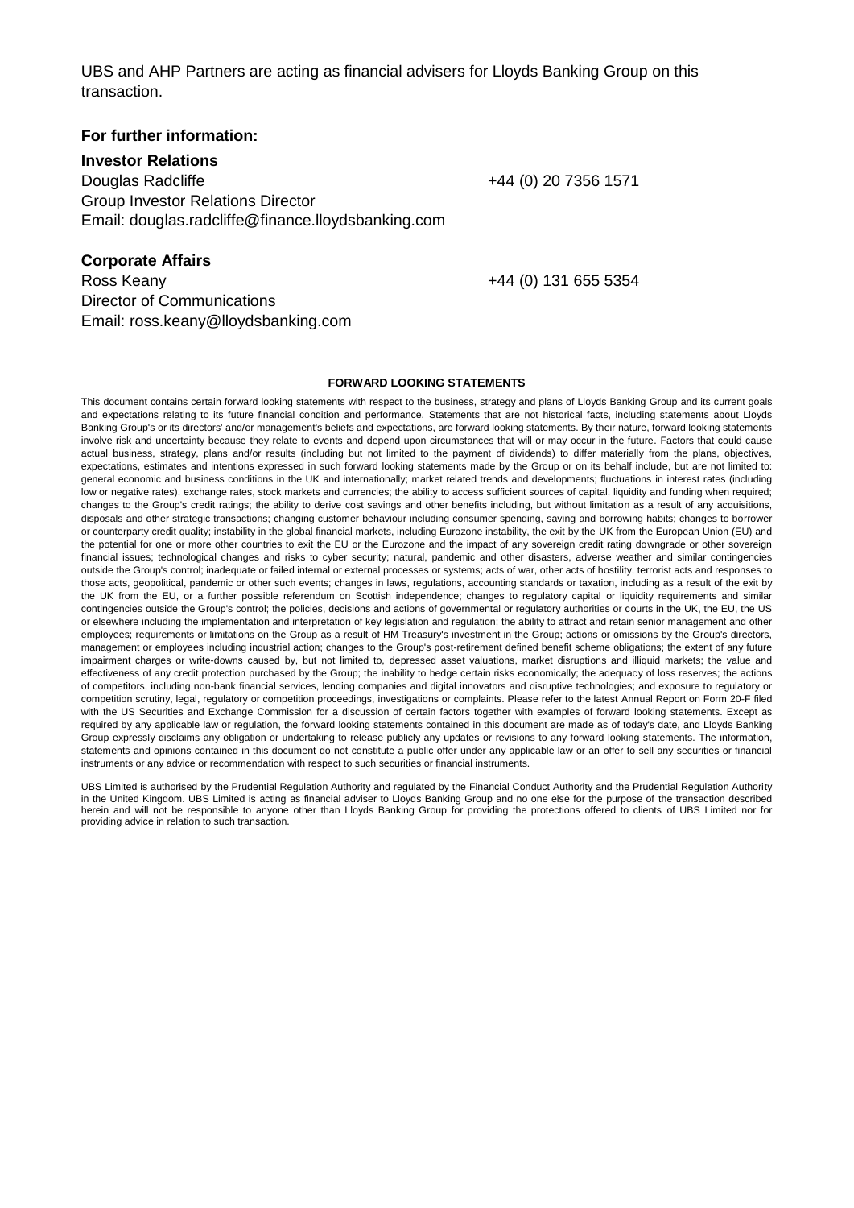UBS and AHP Partners are acting as financial advisers for Lloyds Banking Group on this transaction.

**For further information:**

**Investor Relations**

Douglas Radcliffe +44 (0) 20 7356 1571
Group Investor Relations Director
Email: douglas.radcliffe@finance.lloydsbanking.com

**Corporate Affairs**

Ross Keany +44 (0) 131 655 5354
Director of Communications
Email: ross.keany@lloydsbanking.com

**FORWARD LOOKING STATEMENTS**

This document contains certain forward looking statements with respect to the business, strategy and plans of Lloyds Banking Group and its current goals and expectations relating to its future financial condition and performance. Statements that are not historical facts, including statements about Lloyds Banking Group's or its directors' and/or management's beliefs and expectations, are forward looking statements. By their nature, forward looking statements involve risk and uncertainty because they relate to events and depend upon circumstances that will or may occur in the future. Factors that could cause actual business, strategy, plans and/or results (including but not limited to the payment of dividends) to differ materially from the plans, objectives, expectations, estimates and intentions expressed in such forward looking statements made by the Group or on its behalf include, but are not limited to: general economic and business conditions in the UK and internationally; market related trends and developments; fluctuations in interest rates (including low or negative rates), exchange rates, stock markets and currencies; the ability to access sufficient sources of capital, liquidity and funding when required; changes to the Group's credit ratings; the ability to derive cost savings and other benefits including, but without limitation as a result of any acquisitions, disposals and other strategic transactions; changing customer behaviour including consumer spending, saving and borrowing habits; changes to borrower or counterparty credit quality; instability in the global financial markets, including Eurozone instability, the exit by the UK from the European Union (EU) and the potential for one or more other countries to exit the EU or the Eurozone and the impact of any sovereign credit rating downgrade or other sovereign financial issues; technological changes and risks to cyber security; natural, pandemic and other disasters, adverse weather and similar contingencies outside the Group's control; inadequate or failed internal or external processes or systems; acts of war, other acts of hostility, terrorist acts and responses to those acts, geopolitical, pandemic or other such events; changes in laws, regulations, accounting standards or taxation, including as a result of the exit by the UK from the EU, or a further possible referendum on Scottish independence; changes to regulatory capital or liquidity requirements and similar contingencies outside the Group's control; the policies, decisions and actions of governmental or regulatory authorities or courts in the UK, the EU, the US or elsewhere including the implementation and interpretation of key legislation and regulation; the ability to attract and retain senior management and other employees; requirements or limitations on the Group as a result of HM Treasury's investment in the Group; actions or omissions by the Group's directors, management or employees including industrial action; changes to the Group's post-retirement defined benefit scheme obligations; the extent of any future impairment charges or write-downs caused by, but not limited to, depressed asset valuations, market disruptions and illiquid markets; the value and effectiveness of any credit protection purchased by the Group; the inability to hedge certain risks economically; the adequacy of loss reserves; the actions of competitors, including non-bank financial services, lending companies and digital innovators and disruptive technologies; and exposure to regulatory or competition scrutiny, legal, regulatory or competition proceedings, investigations or complaints. Please refer to the latest Annual Report on Form 20-F filed with the US Securities and Exchange Commission for a discussion of certain factors together with examples of forward looking statements. Except as required by any applicable law or regulation, the forward looking statements contained in this document are made as of today's date, and Lloyds Banking Group expressly disclaims any obligation or undertaking to release publicly any updates or revisions to any forward looking statements. The information, statements and opinions contained in this document do not constitute a public offer under any applicable law or an offer to sell any securities or financial instruments or any advice or recommendation with respect to such securities or financial instruments.

UBS Limited is authorised by the Prudential Regulation Authority and regulated by the Financial Conduct Authority and the Prudential Regulation Authority in the United Kingdom. UBS Limited is acting as financial adviser to Lloyds Banking Group and no one else for the purpose of the transaction described herein and will not be responsible to anyone other than Lloyds Banking Group for providing the protections offered to clients of UBS Limited nor for providing advice in relation to such transaction.